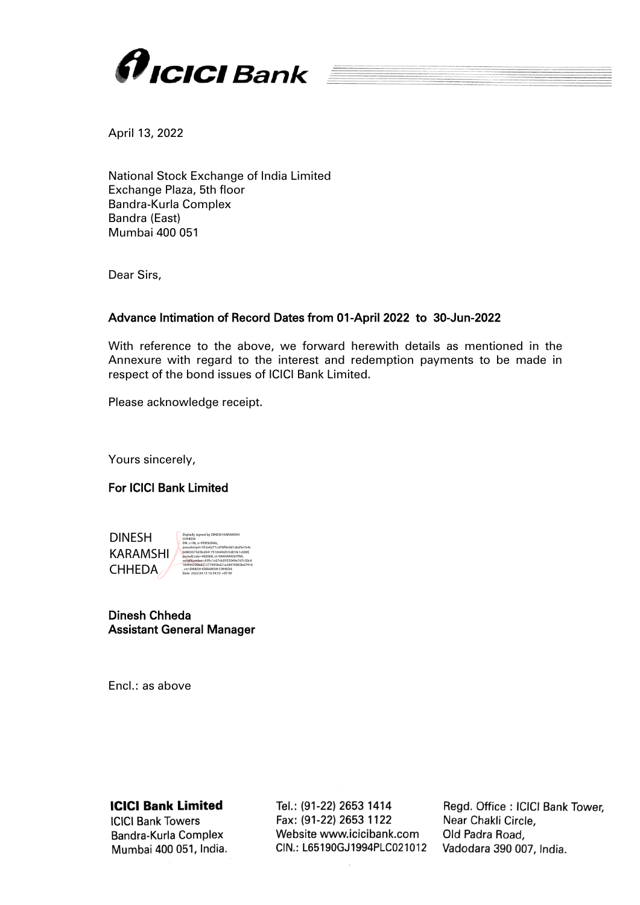April 13, 2022

National Stock Exchange of India Limited
Exchange Plaza, 5th floor
Bandra-Kurla Complex
Bandra (East)
Mumbai 400 051

Dear Sirs,

**Advance Intimation of Record Dates from 01-April 2022 to 30-Jun-2022**

With reference to the above, we forward herewith details as mentioned in the Annexure with regard to the interest and redemption payments to be made in respect of the bond issues of ICICI Bank Limited.

Please acknowledge receipt.

Yours sincerely,

**For ICICI Bank Limited**

DINESH KARAMSHI CHHEDA

Digitally signed by DINESH KARAMSHI CHHEDA
Date: 2022.04.13 16:54:53 +05'30'

**Dinesh Chheda**
**Assistant General Manager**

Encl.: as above

**ICICI Bank Limited**
ICICI Bank Towers
Bandra-Kurla Complex
Mumbai 400 051, India.

Tel.: (91-22) 2653 1414
Fax: (91-22) 2653 1122
Website www.icicibank.com
CIN.: L65190GJ1994PLC021012

Regd. Office : ICICI Bank Tower,
Near Chakli Circle,
Old Padra Road,
Vadodara 390 007, India.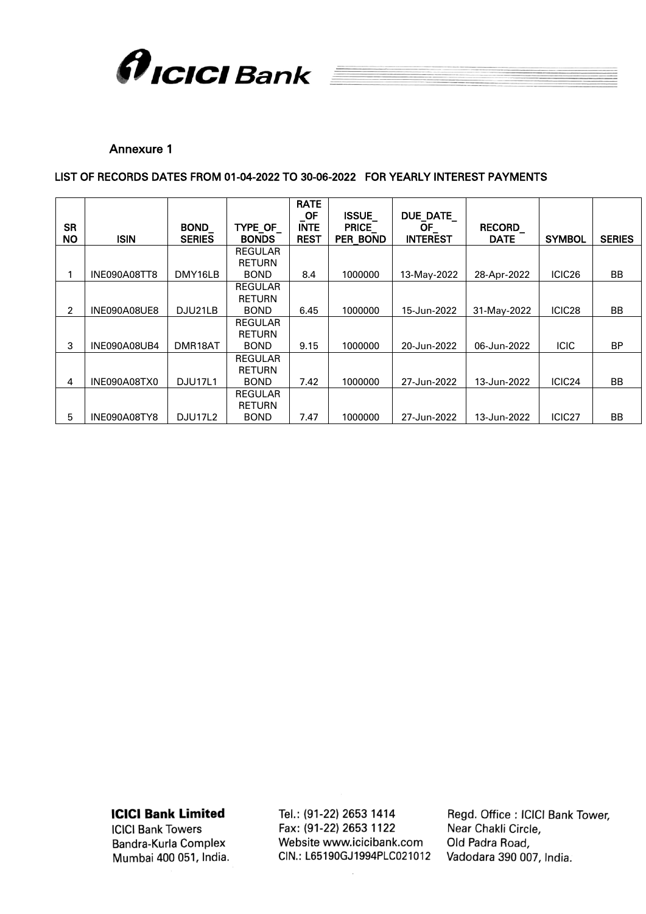## Annexure 1

### LIST OF RECORDS DATES FROM 01-04-2022 TO 30-06-2022 FOR YEARLY INTEREST PAYMENTS

| SR NO | ISIN | BOND_SERIES | TYPE_OF_BONDS | RATE_OF_INTEREST | ISSUE_PRICE_PER_BOND | DUE_DATE_OF_INTEREST | RECORD_DATE | SYMBOL | SERIES |
|---|---|---|---|---|---|---|---|---|---|
| 1 | INE090A08TT8 | DMY16LB | REGULAR RETURN BOND | 8.4 | 1000000 | 13-May-2022 | 28-Apr-2022 | ICIC26 | BB |
| 2 | INE090A08UE8 | DJU21LB | REGULAR RETURN BOND | 6.45 | 1000000 | 15-Jun-2022 | 31-May-2022 | ICIC28 | BB |
| 3 | INE090A08UB4 | DMR18AT | REGULAR RETURN BOND | 9.15 | 1000000 | 20-Jun-2022 | 06-Jun-2022 | ICIC | BP |
| 4 | INE090A08TX0 | DJU17L1 | REGULAR RETURN BOND | 7.42 | 1000000 | 27-Jun-2022 | 13-Jun-2022 | ICIC24 | BB |
| 5 | INE090A08TY8 | DJU17L2 | REGULAR RETURN BOND | 7.47 | 1000000 | 27-Jun-2022 | 13-Jun-2022 | ICIC27 | BB |

**ICICI Bank Limited**
ICICI Bank Towers
Bandra-Kurla Complex
Mumbai 400 051, India.

Tel.: (91-22) 2653 1414
Fax: (91-22) 2653 1122
Website www.icicibank.com
CIN.: L65190GJ1994PLC021012

Regd. Office : ICICI Bank Tower,
Near Chakli Circle,
Old Padra Road,
Vadodara 390 007, India.